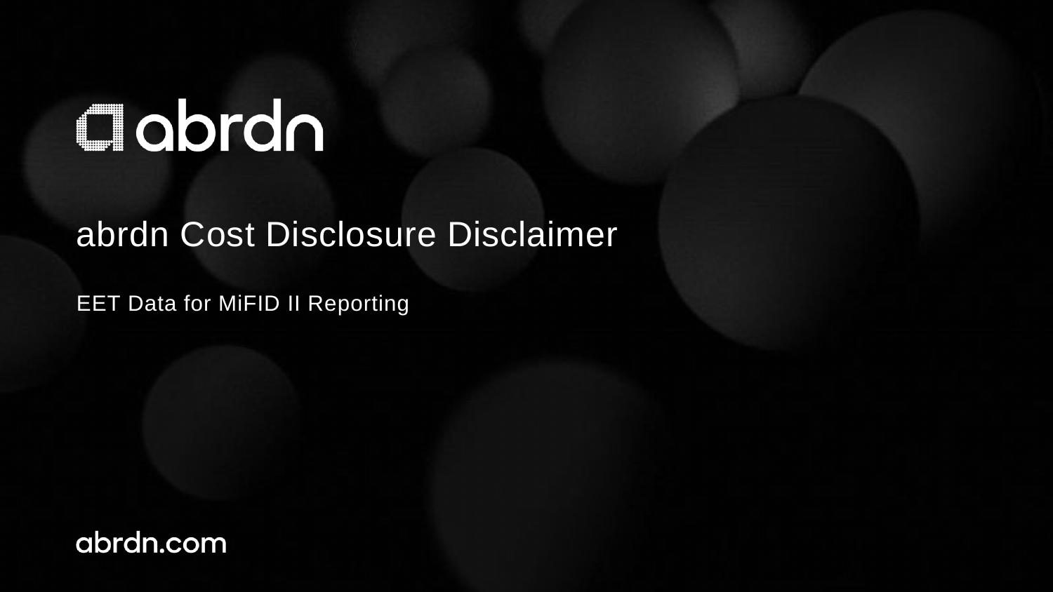abrdn

# abrdn Cost Disclosure Disclaimer

EET Data for MiFID II Reporting

abrdn.com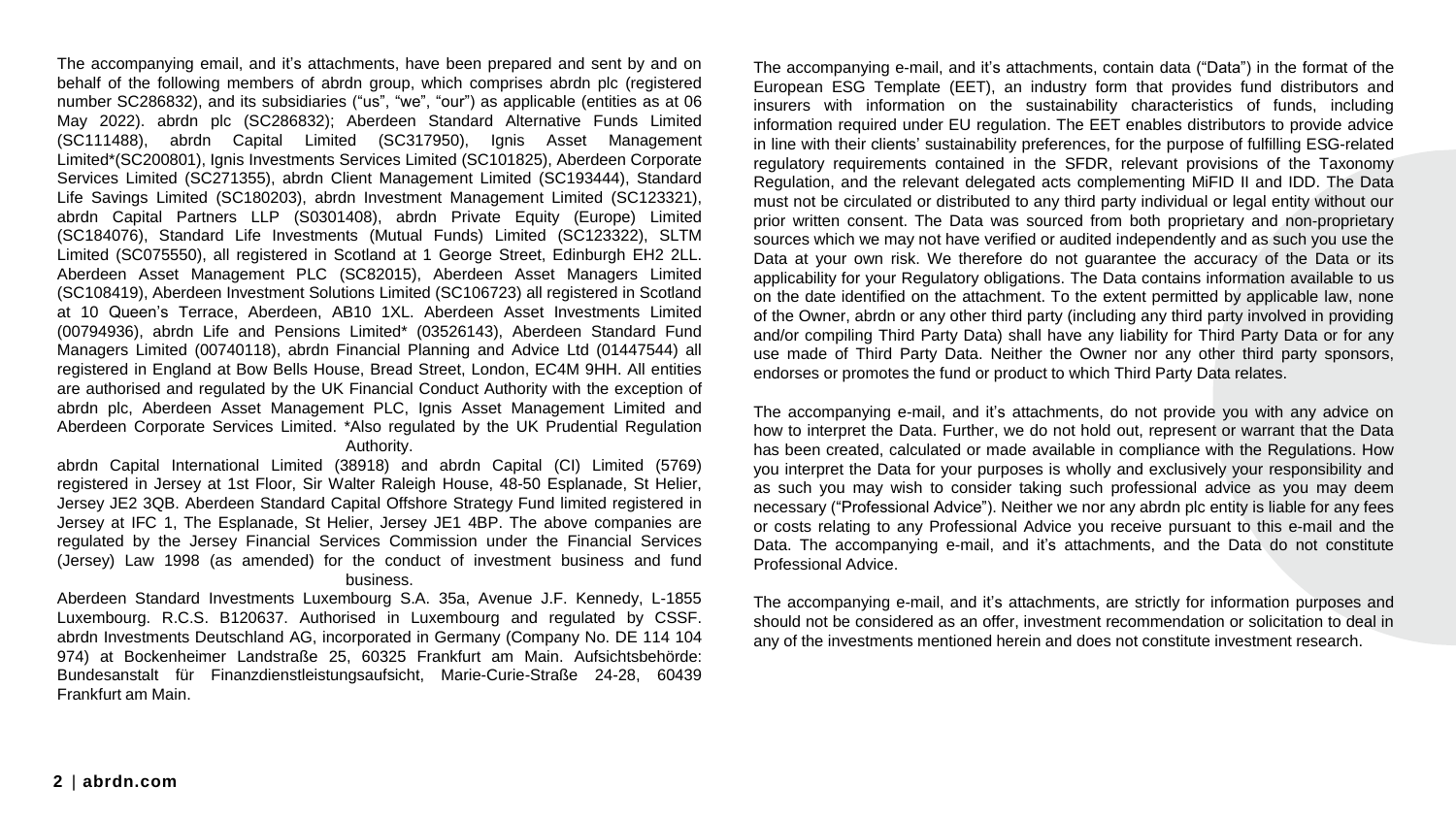The accompanying email, and it's attachments, have been prepared and sent by and on behalf of the following members of abrdn group, which comprises abrdn plc (registered number SC286832), and its subsidiaries ("us", "we", "our") as applicable (entities as at 06 May 2022). abrdn plc (SC286832); Aberdeen Standard Alternative Funds Limited (SC111488), abrdn Capital Limited (SC317950), Ignis Asset Management Limited*(SC200801), Ignis Investments Services Limited (SC101825), Aberdeen Corporate Services Limited (SC271355), abrdn Client Management Limited (SC193444), Standard Life Savings Limited (SC180203), abrdn Investment Management Limited (SC123321), abrdn Capital Partners LLP (S0301408), abrdn Private Equity (Europe) Limited (SC184076), Standard Life Investments (Mutual Funds) Limited (SC123322), SLTM Limited (SC075550), all registered in Scotland at 1 George Street, Edinburgh EH2 2LL. Aberdeen Asset Management PLC (SC82015), Aberdeen Asset Managers Limited (SC108419), Aberdeen Investment Solutions Limited (SC106723) all registered in Scotland at 10 Queen's Terrace, Aberdeen, AB10 1XL. Aberdeen Asset Investments Limited (00794936), abrdn Life and Pensions Limited* (03526143), Aberdeen Standard Fund Managers Limited (00740118), abrdn Financial Planning and Advice Ltd (01447544) all registered in England at Bow Bells House, Bread Street, London, EC4M 9HH. All entities are authorised and regulated by the UK Financial Conduct Authority with the exception of abrdn plc, Aberdeen Asset Management PLC, Ignis Asset Management Limited and Aberdeen Corporate Services Limited. *Also regulated by the UK Prudential Regulation Authority.

abrdn Capital International Limited (38918) and abrdn Capital (CI) Limited (5769) registered in Jersey at 1st Floor, Sir Walter Raleigh House, 48-50 Esplanade, St Helier, Jersey JE2 3QB. Aberdeen Standard Capital Offshore Strategy Fund limited registered in Jersey at IFC 1, The Esplanade, St Helier, Jersey JE1 4BP. The above companies are regulated by the Jersey Financial Services Commission under the Financial Services (Jersey) Law 1998 (as amended) for the conduct of investment business and fund business.

Aberdeen Standard Investments Luxembourg S.A. 35a, Avenue J.F. Kennedy, L-1855 Luxembourg. R.C.S. B120637. Authorised in Luxembourg and regulated by CSSF. abrdn Investments Deutschland AG, incorporated in Germany (Company No. DE 114 104 974) at Bockenheimer Landstraße 25, 60325 Frankfurt am Main. Aufsichtsbehörde: Bundesanstalt für Finanzdienstleistungsaufsicht, Marie-Curie-Straße 24-28, 60439 Frankfurt am Main.

The accompanying e-mail, and it's attachments, contain data ("Data") in the format of the European ESG Template (EET), an industry form that provides fund distributors and insurers with information on the sustainability characteristics of funds, including information required under EU regulation. The EET enables distributors to provide advice in line with their clients' sustainability preferences, for the purpose of fulfilling ESG-related regulatory requirements contained in the SFDR, relevant provisions of the Taxonomy Regulation, and the relevant delegated acts complementing MiFID II and IDD. The Data must not be circulated or distributed to any third party individual or legal entity without our prior written consent. The Data was sourced from both proprietary and non-proprietary sources which we may not have verified or audited independently and as such you use the Data at your own risk. We therefore do not guarantee the accuracy of the Data or its applicability for your Regulatory obligations. The Data contains information available to us on the date identified on the attachment. To the extent permitted by applicable law, none of the Owner, abrdn or any other third party (including any third party involved in providing and/or compiling Third Party Data) shall have any liability for Third Party Data or for any use made of Third Party Data. Neither the Owner nor any other third party sponsors, endorses or promotes the fund or product to which Third Party Data relates.

The accompanying e-mail, and it's attachments, do not provide you with any advice on how to interpret the Data. Further, we do not hold out, represent or warrant that the Data has been created, calculated or made available in compliance with the Regulations. How you interpret the Data for your purposes is wholly and exclusively your responsibility and as such you may wish to consider taking such professional advice as you may deem necessary ("Professional Advice"). Neither we nor any abrdn plc entity is liable for any fees or costs relating to any Professional Advice you receive pursuant to this e-mail and the Data. The accompanying e-mail, and it's attachments, and the Data do not constitute Professional Advice.

The accompanying e-mail, and it's attachments, are strictly for information purposes and should not be considered as an offer, investment recommendation or solicitation to deal in any of the investments mentioned herein and does not constitute investment research.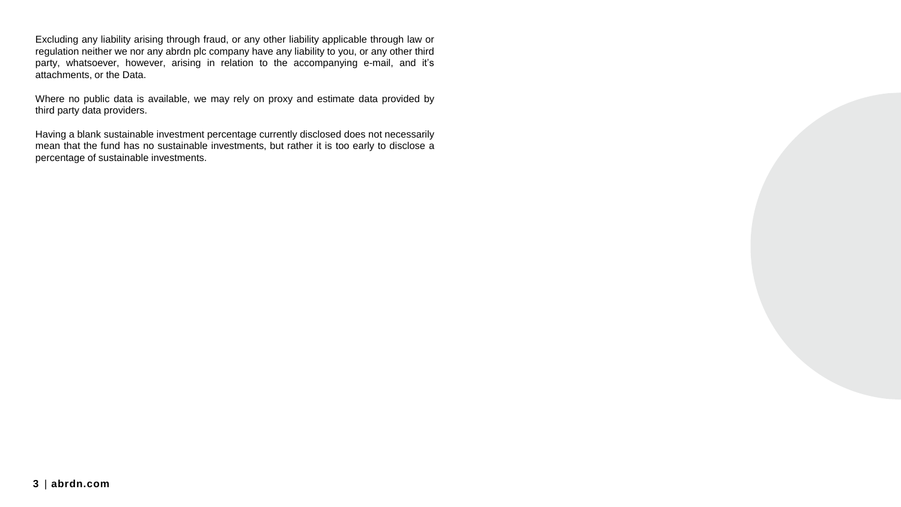Excluding any liability arising through fraud, or any other liability applicable through law or regulation neither we nor any abrdn plc company have any liability to you, or any other third party, whatsoever, however, arising in relation to the accompanying e-mail, and it's attachments, or the Data.

Where no public data is available, we may rely on proxy and estimate data provided by third party data providers.

Having a blank sustainable investment percentage currently disclosed does not necessarily mean that the fund has no sustainable investments, but rather it is too early to disclose a percentage of sustainable investments.